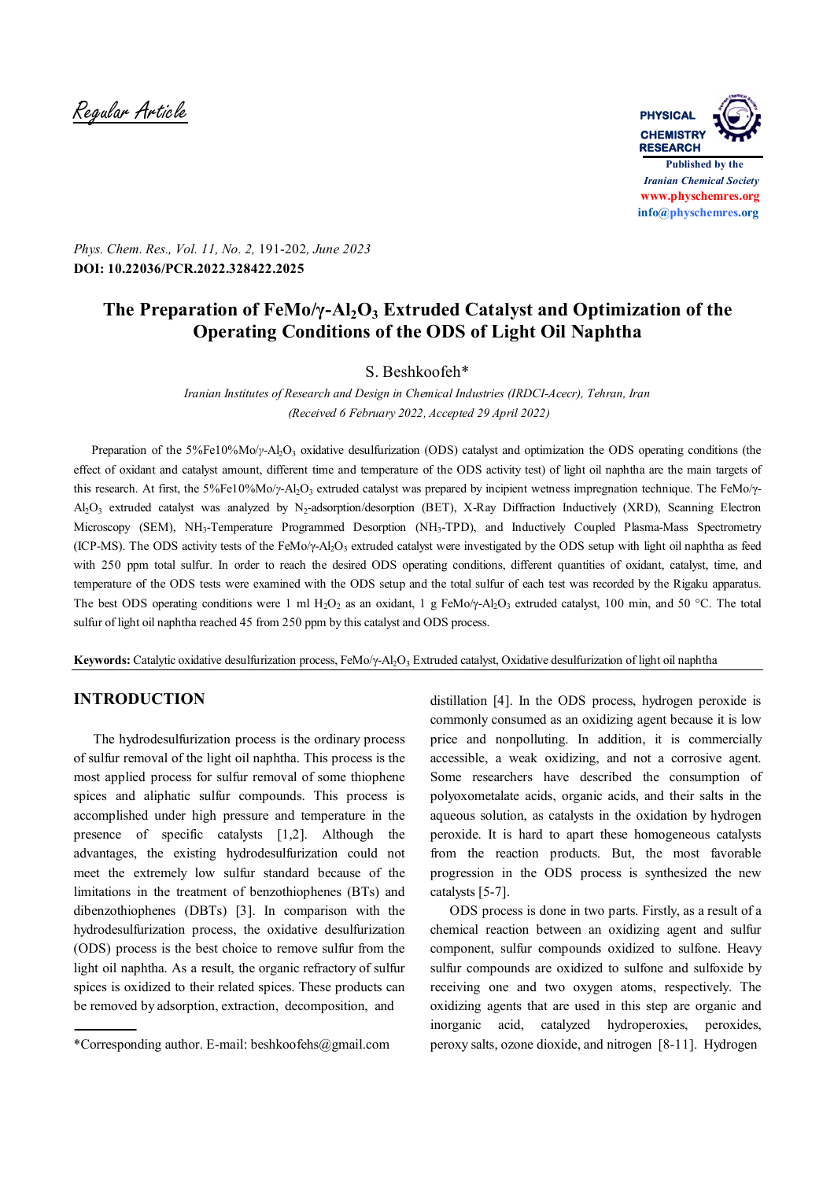Regular Article

# The Preparation of FeMo/γ-$Al_2O_3$ Extruded Catalyst and Optimization of the Operating Conditions of the ODS of Light Oil Naphtha

S. Beshkoofeh*

*Iranian Institutes of Research and Design in Chemical Industries (IRDCI-Acecr), Tehran, Iran*

*(Received 6 February 2022, Accepted 29 April 2022)*

Preparation of the 5%Fe10%Mo/γ-$Al_2O_3$ oxidative desulfurization (ODS) catalyst and optimization the ODS operating conditions (the effect of oxidant and catalyst amount, different time and temperature of the ODS activity test) of light oil naphtha are the main targets of this research. At first, the 5%Fe10%Mo/γ-$Al_2O_3$ extruded catalyst was prepared by incipient wetness impregnation technique. The FeMo/γ-$Al_2O_3$ extruded catalyst was analyzed by $N_2$-adsorption/desorption (BET), X-Ray Diffraction Inductively (XRD), Scanning Electron Microscopy (SEM), $NH_3$-Temperature Programmed Desorption ($NH_3$-TPD), and Inductively Coupled Plasma-Mass Spectrometry (ICP-MS). The ODS activity tests of the FeMo/γ-$Al_2O_3$ extruded catalyst were investigated by the ODS setup with light oil naphtha as feed with 250 ppm total sulfur. In order to reach the desired ODS operating conditions, different quantities of oxidant, catalyst, time, and temperature of the ODS tests were examined with the ODS setup and the total sulfur of each test was recorded by the Rigaku apparatus. The best ODS operating conditions were 1 ml $H_2O_2$ as an oxidant, 1 g FeMo/γ-$Al_2O_3$ extruded catalyst, 100 min, and 50 °C. The total sulfur of light oil naphtha reached 45 from 250 ppm by this catalyst and ODS process.

**Keywords:** Catalytic oxidative desulfurization process, FeMo/γ-$Al_2O_3$ Extruded catalyst, Oxidative desulfurization of light oil naphtha

## INTRODUCTION

The hydrodesulfurization process is the ordinary process of sulfur removal of the light oil naphtha. This process is the most applied process for sulfur removal of some thiophene spices and aliphatic sulfur compounds. This process is accomplished under high pressure and temperature in the presence of specific catalysts [1,2]. Although the advantages, the existing hydrodesulfurization could not meet the extremely low sulfur standard because of the limitations in the treatment of benzothiophenes (BTs) and dibenzothiophenes (DBTs) [3]. In comparison with the hydrodesulfurization process, the oxidative desulfurization (ODS) process is the best choice to remove sulfur from the light oil naphtha. As a result, the organic refractory of sulfur spices is oxidized to their related spices. These products can be removed by adsorption, extraction, decomposition, and distillation [4]. In the ODS process, hydrogen peroxide is commonly consumed as an oxidizing agent because it is low price and nonpolluting. In addition, it is commercially accessible, a weak oxidizing, and not a corrosive agent. Some researchers have described the consumption of polyoxometalate acids, organic acids, and their salts in the aqueous solution, as catalysts in the oxidation by hydrogen peroxide. It is hard to apart these homogeneous catalysts from the reaction products. But, the most favorable progression in the ODS process is synthesized the new catalysts [5-7].

ODS process is done in two parts. Firstly, as a result of a chemical reaction between an oxidizing agent and sulfur component, sulfur compounds oxidized to sulfone. Heavy sulfur compounds are oxidized to sulfone and sulfoxide by receiving one and two oxygen atoms, respectively. The oxidizing agents that are used in this step are organic and inorganic acid, catalyzed hydroperoxies, peroxides, peroxy salts, ozone dioxide, and nitrogen [8-11]. Hydrogen

*Corresponding author. E-mail: beshkoofehs@gmail.com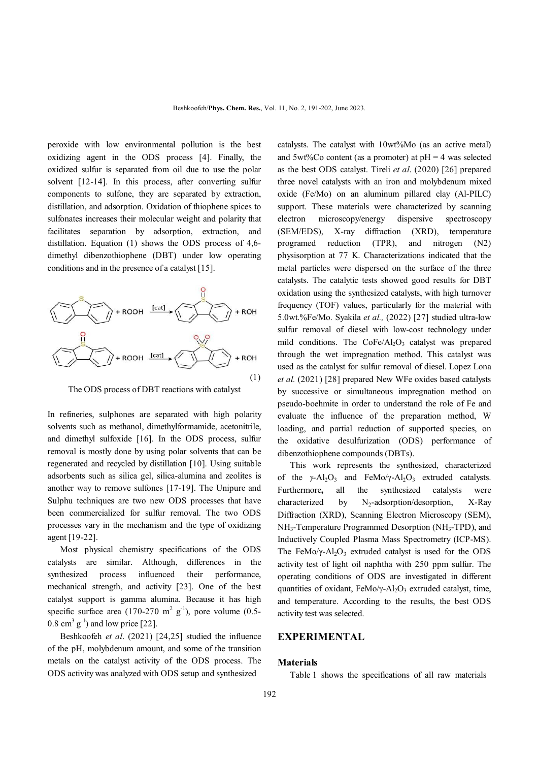peroxide with low environmental pollution is the best oxidizing agent in the ODS process [4]. Finally, the oxidized sulfur is separated from oil due to use the polar solvent [12-14]. In this process, after converting sulfur components to sulfone, they are separated by extraction, distillation, and adsorption. Oxidation of thiophene spices to sulfonates increases their molecular weight and polarity that facilitates separation by adsorption, extraction, and distillation. Equation (1) shows the ODS process of 4,6-dimethyl dibenzothiophene (DBT) under low operating conditions and in the presence of a catalyst [15].

$$\text{DBT} + \text{ROOH} \xrightarrow{[\text{cat}]} \text{DBT sulfoxide} + \text{ROH}$$
$$\text{DBT sulfoxide} + \text{ROOH} \xrightarrow{[\text{cat}]} \text{DBT sulfone} + \text{ROH} \quad (1)$$

The ODS process of DBT reactions with catalyst

In refineries, sulphones are separated with high polarity solvents such as methanol, dimethylformamide, acetonitrile, and dimethyl sulfoxide [16]. In the ODS process, sulfur removal is mostly done by using polar solvents that can be regenerated and recycled by distillation [10]. Using suitable adsorbents such as silica gel, silica-alumina and zeolites is another way to remove sulfones [17-19]. The Unipure and Sulphu techniques are two new ODS processes that have been commercialized for sulfur removal. The two ODS processes vary in the mechanism and the type of oxidizing agent [19-22].

Most physical chemistry specifications of the ODS catalysts are similar. Although, differences in the synthesized process influenced their performance, mechanical strength, and activity [23]. One of the best catalyst support is gamma alumina. Because it has high specific surface area (170-270 $m^2$ $g^{-1}$), pore volume (0.5-0.8 $cm^3$ $g^{-1}$) and low price [22].

Beshkoofeh *et al*. (2021) [24,25] studied the influence of the pH, molybdenum amount, and some of the transition metals on the catalyst activity of the ODS process. The ODS activity was analyzed with ODS setup and synthesized catalysts. The catalyst with 10wt%Mo (as an active metal) and 5wt%Co content (as a promoter) at pH = 4 was selected as the best ODS catalyst. Tireli *et al*. (2020) [26] prepared three novel catalysts with an iron and molybdenum mixed oxide (Fe/Mo) on an aluminum pillared clay (Al-PILC) support. These materials were characterized by scanning electron microscopy/energy dispersive spectroscopy (SEM/EDS), X-ray diffraction (XRD), temperature programed reduction (TPR), and nitrogen (N2) physisorption at 77 K. Characterizations indicated that the metal particles were dispersed on the surface of the three catalysts. The catalytic tests showed good results for DBT oxidation using the synthesized catalysts, with high turnover frequency (TOF) values, particularly for the material with 5.0wt.%Fe/Mo. Syakila *et al.,* (2022) [27] studied ultra-low sulfur removal of diesel with low-cost technology under mild conditions. The CoFe/$Al_2O_3$ catalyst was prepared through the wet impregnation method. This catalyst was used as the catalyst for sulfur removal of diesel. Lopez Lona *et al.* (2021) [28] prepared New WFe oxides based catalysts by successive or simultaneous impregnation method on pseudo-boehmite in order to understand the role of Fe and evaluate the influence of the preparation method, W loading, and partial reduction of supported species, on the oxidative desulfurization (ODS) performance of dibenzothiophene compounds (DBTs).

This work represents the synthesized, characterized of the *γ*-$Al_2O_3$ and FeMo/γ-$Al_2O_3$ extruded catalysts. Furthermore**,** all the synthesized catalysts were characterized by $N_2$-adsorption/desorption, X-Ray Diffraction (XRD), Scanning Electron Microscopy (SEM), $NH_3$-Temperature Programmed Desorption ($NH_3$-TPD), and Inductively Coupled Plasma Mass Spectrometry (ICP-MS). The FeMo/γ-$Al_2O_3$ extruded catalyst is used for the ODS activity test of light oil naphtha with 250 ppm sulfur. The operating conditions of ODS are investigated in different quantities of oxidant, FeMo/γ-$Al_2O_3$ extruded catalyst, time, and temperature. According to the results, the best ODS activity test was selected.

## EXPERIMENTAL

### Materials

Table 1 shows the specifications of all raw materials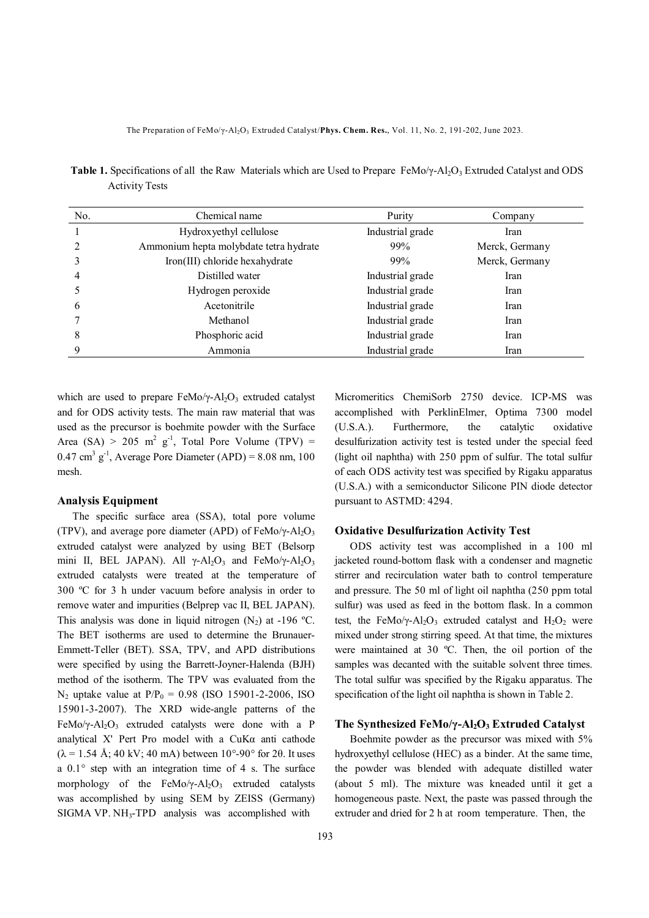**Table 1.** Specifications of all the Raw Materials which are Used to Prepare FeMo/γ-$Al_2O_3$ Extruded Catalyst and ODS Activity Tests

| No. | Chemical name | Purity | Company |
|---|---|---|---|
| 1 | Hydroxyethyl cellulose | Industrial grade | Iran |
| 2 | Ammonium hepta molybdate tetra hydrate | 99% | Merck, Germany |
| 3 | Iron(III) chloride hexahydrate | 99% | Merck, Germany |
| 4 | Distilled water | Industrial grade | Iran |
| 5 | Hydrogen peroxide | Industrial grade | Iran |
| 6 | Acetonitrile | Industrial grade | Iran |
| 7 | Methanol | Industrial grade | Iran |
| 8 | Phosphoric acid | Industrial grade | Iran |
| 9 | Ammonia | Industrial grade | Iran |

which are used to prepare FeMo/γ-$Al_2O_3$ extruded catalyst and for ODS activity tests. The main raw material that was used as the precursor is boehmite powder with the Surface Area (SA) > 205 $m^2$ $g^{-1}$, Total Pore Volume (TPV) = 0.47 $cm^3$ $g^{-1}$, Average Pore Diameter (APD) = 8.08 nm, 100 mesh.

### Analysis Equipment

The specific surface area (SSA), total pore volume (TPV), and average pore diameter (APD) of FeMo/γ-$Al_2O_3$ extruded catalyst were analyzed by using BET (Belsorp mini II, BEL JAPAN). All γ-$Al_2O_3$ and FeMo/γ-$Al_2O_3$ extruded catalysts were treated at the temperature of 300 ºC for 3 h under vacuum before analysis in order to remove water and impurities (Belprep vac II, BEL JAPAN). This analysis was done in liquid nitrogen ($N_2$) at -196 ºC. The BET isotherms are used to determine the Brunauer-Emmett-Teller (BET). SSA, TPV, and APD distributions were specified by using the Barrett-Joyner-Halenda (BJH) method of the isotherm. The TPV was evaluated from the $N_2$ uptake value at $P/P_0$ = 0.98 (ISO 15901-2-2006, ISO 15901-3-2007). The XRD wide-angle patterns of the FeMo/γ-$Al_2O_3$ extruded catalysts were done with a P analytical X' Pert Pro model with a CuKα anti cathode (λ = 1.54 Å; 40 kV; 40 mA) between 10°-90° for 2θ. It uses a 0.1° step with an integration time of 4 s. The surface morphology of the FeMo/γ-$Al_2O_3$ extruded catalysts was accomplished by using SEM by ZEISS (Germany) SIGMA VP. $NH_3$-TPD analysis was accomplished with Micromeritics ChemiSorb 2750 device. ICP-MS was accomplished with PerklinElmer, Optima 7300 model (U.S.A.). Furthermore, the catalytic oxidative desulfurization activity test is tested under the special feed (light oil naphtha) with 250 ppm of sulfur. The total sulfur of each ODS activity test was specified by Rigaku apparatus (U.S.A.) with a semiconductor Silicone PIN diode detector pursuant to ASTMD: 4294.

### Oxidative Desulfurization Activity Test

ODS activity test was accomplished in a 100 ml jacketed round-bottom flask with a condenser and magnetic stirrer and recirculation water bath to control temperature and pressure. The 50 ml of light oil naphtha (250 ppm total sulfur) was used as feed in the bottom flask. In a common test, the FeMo/γ-$Al_2O_3$ extruded catalyst and $H_2O_2$ were mixed under strong stirring speed. At that time, the mixtures were maintained at 30 ºC. Then, the oil portion of the samples was decanted with the suitable solvent three times. The total sulfur was specified by the Rigaku apparatus. The specification of the light oil naphtha is shown in Table 2.

### The Synthesized FeMo/γ-$Al_2O_3$ Extruded Catalyst

Boehmite powder as the precursor was mixed with 5% hydroxyethyl cellulose (HEC) as a binder. At the same time, the powder was blended with adequate distilled water (about 5 ml). The mixture was kneaded until it get a homogeneous paste. Next, the paste was passed through the extruder and dried for 2 h at room temperature. Then, the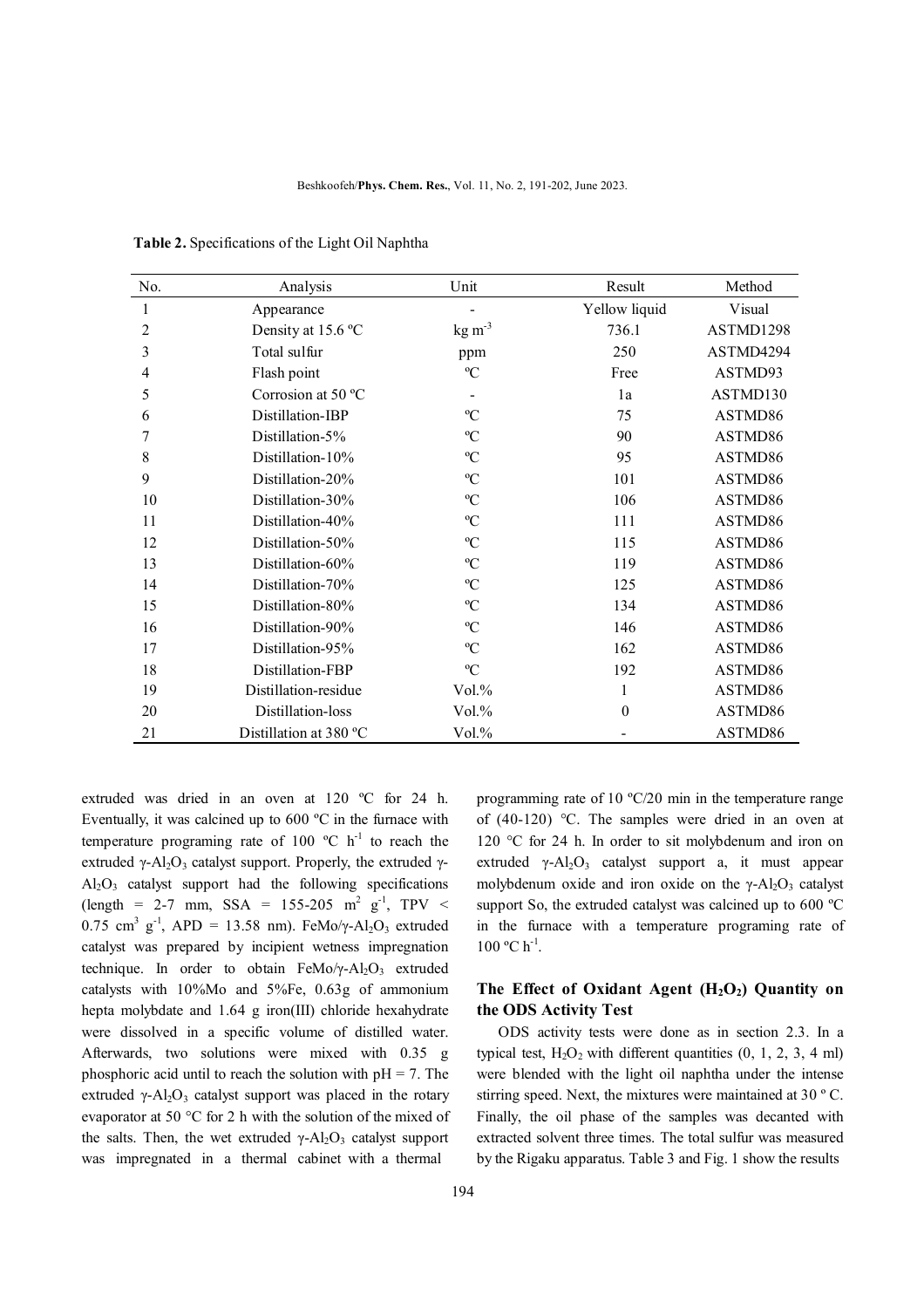**Table 2.** Specifications of the Light Oil Naphtha

| No. | Analysis | Unit | Result | Method |
|---|---|---|---|---|
| 1 | Appearance | - | Yellow liquid | Visual |
| 2 | Density at 15.6 ºC | kg $m^{-3}$ | 736.1 | ASTMD1298 |
| 3 | Total sulfur | ppm | 250 | ASTMD4294 |
| 4 | Flash point | ºC | Free | ASTMD93 |
| 5 | Corrosion at 50 ºC | - | 1a | ASTMD130 |
| 6 | Distillation-IBP | ºC | 75 | ASTMD86 |
| 7 | Distillation-5% | ºC | 90 | ASTMD86 |
| 8 | Distillation-10% | ºC | 95 | ASTMD86 |
| 9 | Distillation-20% | ºC | 101 | ASTMD86 |
| 10 | Distillation-30% | ºC | 106 | ASTMD86 |
| 11 | Distillation-40% | ºC | 111 | ASTMD86 |
| 12 | Distillation-50% | ºC | 115 | ASTMD86 |
| 13 | Distillation-60% | ºC | 119 | ASTMD86 |
| 14 | Distillation-70% | ºC | 125 | ASTMD86 |
| 15 | Distillation-80% | ºC | 134 | ASTMD86 |
| 16 | Distillation-90% | ºC | 146 | ASTMD86 |
| 17 | Distillation-95% | ºC | 162 | ASTMD86 |
| 18 | Distillation-FBP | ºC | 192 | ASTMD86 |
| 19 | Distillation-residue | Vol.% | 1 | ASTMD86 |
| 20 | Distillation-loss | Vol.% | 0 | ASTMD86 |
| 21 | Distillation at 380 ºC | Vol.% | - | ASTMD86 |

extruded was dried in an oven at 120 ºC for 24 h. Eventually, it was calcined up to 600 ºC in the furnace with temperature programing rate of 100 ºC $h^{-1}$ to reach the extruded $\gamma$-$Al_2O_3$ catalyst support. Properly, the extruded $\gamma$-$Al_2O_3$ catalyst support had the following specifications (length = 2-7 mm, SSA = 155-205 $m^2$ $g^{-1}$, TPV < 0.75 $cm^3$ $g^{-1}$, APD = 13.58 nm). FeMo/$\gamma$-$Al_2O_3$ extruded catalyst was prepared by incipient wetness impregnation technique. In order to obtain FeMo/$\gamma$-$Al_2O_3$ extruded catalysts with 10%Mo and 5%Fe, 0.63g of ammonium hepta molybdate and 1.64 g iron(III) chloride hexahydrate were dissolved in a specific volume of distilled water. Afterwards, two solutions were mixed with 0.35 g phosphoric acid until to reach the solution with pH = 7. The extruded $\gamma$-$Al_2O_3$ catalyst support was placed in the rotary evaporator at 50 °C for 2 h with the solution of the mixed of the salts. Then, the wet extruded $\gamma$-$Al_2O_3$ catalyst support was impregnated in a thermal cabinet with a thermal programming rate of 10 ºC/20 min in the temperature range of (40-120) °C. The samples were dried in an oven at 120 °C for 24 h. In order to sit molybdenum and iron on extruded $\gamma$-$Al_2O_3$ catalyst support a, it must appear molybdenum oxide and iron oxide on the $\gamma$-$Al_2O_3$ catalyst support So, the extruded catalyst was calcined up to 600 ºC in the furnace with a temperature programing rate of 100 ºC $h^{-1}$.

## The Effect of Oxidant Agent ($H_2O_2$) Quantity on the ODS Activity Test

ODS activity tests were done as in section 2.3. In a typical test, $H_2O_2$ with different quantities (0, 1, 2, 3, 4 ml) were blended with the light oil naphtha under the intense stirring speed. Next, the mixtures were maintained at 30 º C. Finally, the oil phase of the samples was decanted with extracted solvent three times. The total sulfur was measured by the Rigaku apparatus. Table 3 and Fig. 1 show the results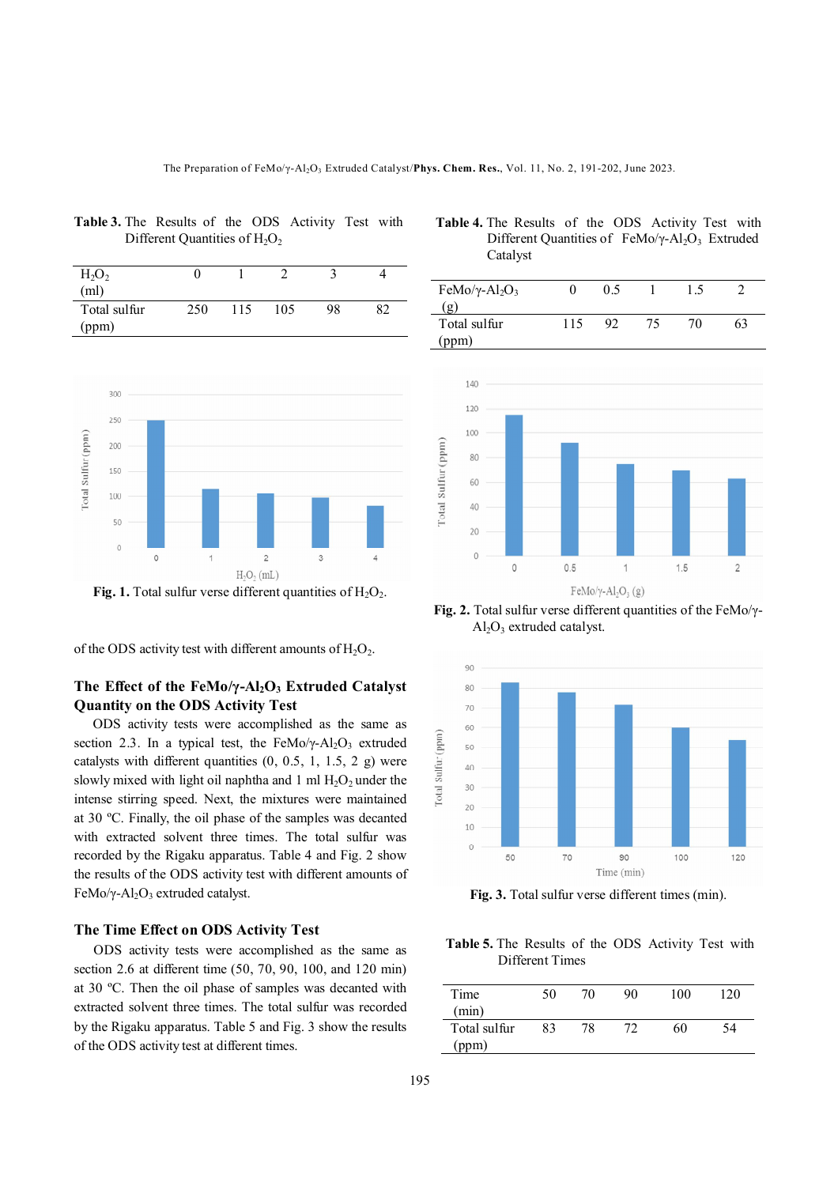**Table 3.** The Results of the ODS Activity Test with Different Quantities of $H_2O_2$

| $H_2O_2$ (ml) | 0 | 1 | 2 | 3 | 4 |
|---|---|---|---|---|---|
| Total sulfur (ppm) | 250 | 115 | 105 | 98 | 82 |

**Fig. 1.** Total sulfur verse different quantities of $H_2O_2$.

of the ODS activity test with different amounts of $H_2O_2$.

### The Effect of the FeMo/γ-$Al_2O_3$ Extruded Catalyst Quantity on the ODS Activity Test

ODS activity tests were accomplished as the same as section 2.3. In a typical test, the FeMo/γ-$Al_2O_3$ extruded catalysts with different quantities (0, 0.5, 1, 1.5, 2 g) were slowly mixed with light oil naphtha and 1 ml $H_2O_2$ under the intense stirring speed. Next, the mixtures were maintained at 30 ºC. Finally, the oil phase of the samples was decanted with extracted solvent three times. The total sulfur was recorded by the Rigaku apparatus. Table 4 and Fig. 2 show the results of the ODS activity test with different amounts of FeMo/γ-$Al_2O_3$ extruded catalyst.

### The Time Effect on ODS Activity Test

ODS activity tests were accomplished as the same as section 2.6 at different time (50, 70, 90, 100, and 120 min) at 30 ºC. Then the oil phase of samples was decanted with extracted solvent three times. The total sulfur was recorded by the Rigaku apparatus. Table 5 and Fig. 3 show the results of the ODS activity test at different times.

**Table 4.** The Results of the ODS Activity Test with Different Quantities of FeMo/γ-$Al_2O_3$ Extruded Catalyst

| FeMo/γ-$Al_2O_3$ (g) | 0 | 0.5 | 1 | 1.5 | 2 |
|---|---|---|---|---|---|
| Total sulfur (ppm) | 115 | 92 | 75 | 70 | 63 |

**Fig. 2.** Total sulfur verse different quantities of the FeMo/γ-$Al_2O_3$ extruded catalyst.

**Fig. 3.** Total sulfur verse different times (min).

**Table 5.** The Results of the ODS Activity Test with Different Times

| Time (min) | 50 | 70 | 90 | 100 | 120 |
|---|---|---|---|---|---|
| Total sulfur (ppm) | 83 | 78 | 72 | 60 | 54 |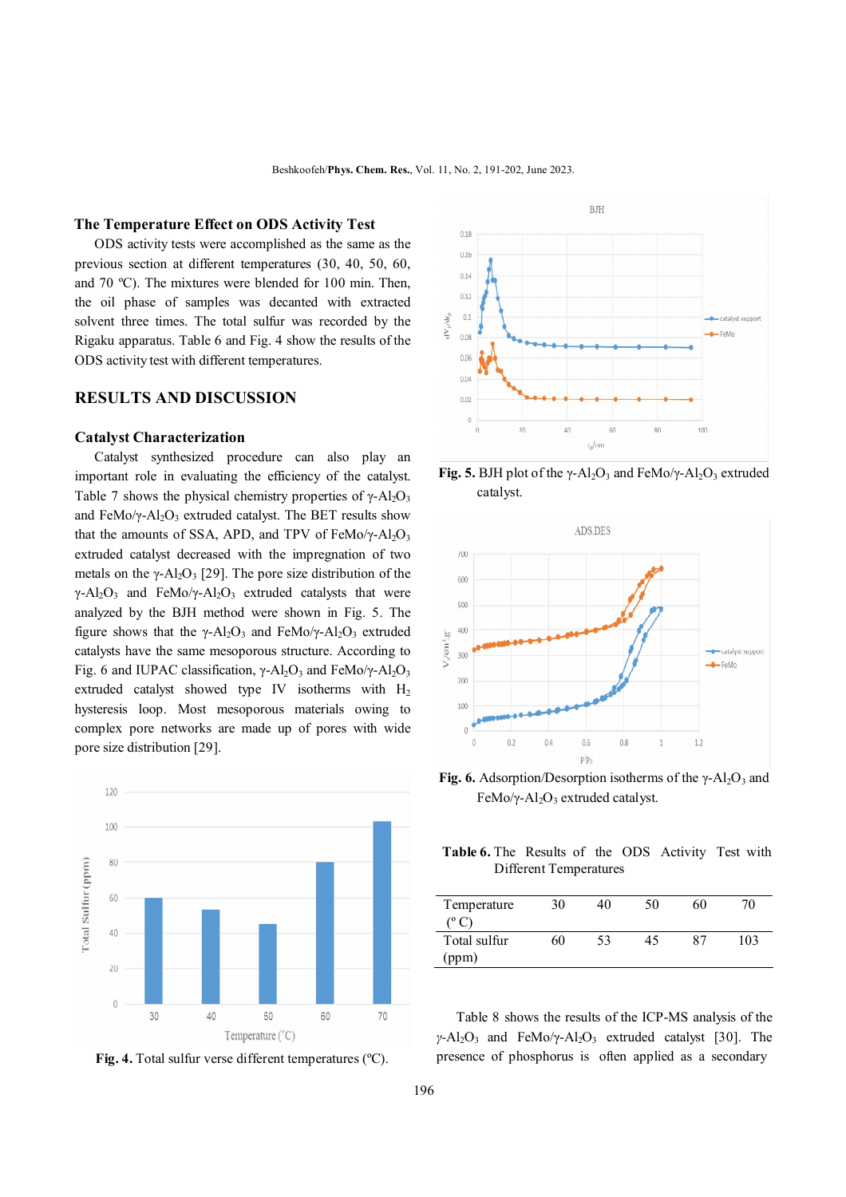### The Temperature Effect on ODS Activity Test

ODS activity tests were accomplished as the same as the previous section at different temperatures (30, 40, 50, 60, and 70 ºC). The mixtures were blended for 100 min. Then, the oil phase of samples was decanted with extracted solvent three times. The total sulfur was recorded by the Rigaku apparatus. Table 6 and Fig. 4 show the results of the ODS activity test with different temperatures.

## RESULTS AND DISCUSSION

### Catalyst Characterization

Catalyst synthesized procedure can also play an important role in evaluating the efficiency of the catalyst. Table 7 shows the physical chemistry properties of $\gamma$-$Al_2O_3$ and FeMo/$\gamma$-$Al_2O_3$ extruded catalyst. The BET results show that the amounts of SSA, APD, and TPV of FeMo/$\gamma$-$Al_2O_3$ extruded catalyst decreased with the impregnation of two metals on the $\gamma$-$Al_2O_3$ [29]. The pore size distribution of the $\gamma$-$Al_2O_3$ and FeMo/$\gamma$-$Al_2O_3$ extruded catalysts that were analyzed by the BJH method were shown in Fig. 5. The figure shows that the $\gamma$-$Al_2O_3$ and FeMo/$\gamma$-$Al_2O_3$ extruded catalysts have the same mesoporous structure. According to Fig. 6 and IUPAC classification, $\gamma$-$Al_2O_3$ and FeMo/$\gamma$-$Al_2O_3$ extruded catalyst showed type IV isotherms with $H_2$ hysteresis loop. Most mesoporous materials owing to complex pore networks are made up of pores with wide pore size distribution [29].

**Fig. 4.** Total sulfur verse different temperatures (ºC).

**Fig. 5.** BJH plot of the $\gamma$-$Al_2O_3$ and FeMo/$\gamma$-$Al_2O_3$ extruded catalyst.

**Fig. 6.** Adsorption/Desorption isotherms of the $\gamma$-$Al_2O_3$ and FeMo/$\gamma$-$Al_2O_3$ extruded catalyst.

**Table 6.** The Results of the ODS Activity Test with Different Temperatures

| Temperature (º C) | 30 | 40 | 50 | 60 | 70 |
|---|---|---|---|---|---|
| Total sulfur (ppm) | 60 | 53 | 45 | 87 | 103 |

Table 8 shows the results of the ICP-MS analysis of the $\gamma$-$Al_2O_3$ and FeMo/$\gamma$-$Al_2O_3$ extruded catalyst [30]. The presence of phosphorus is often applied as a secondary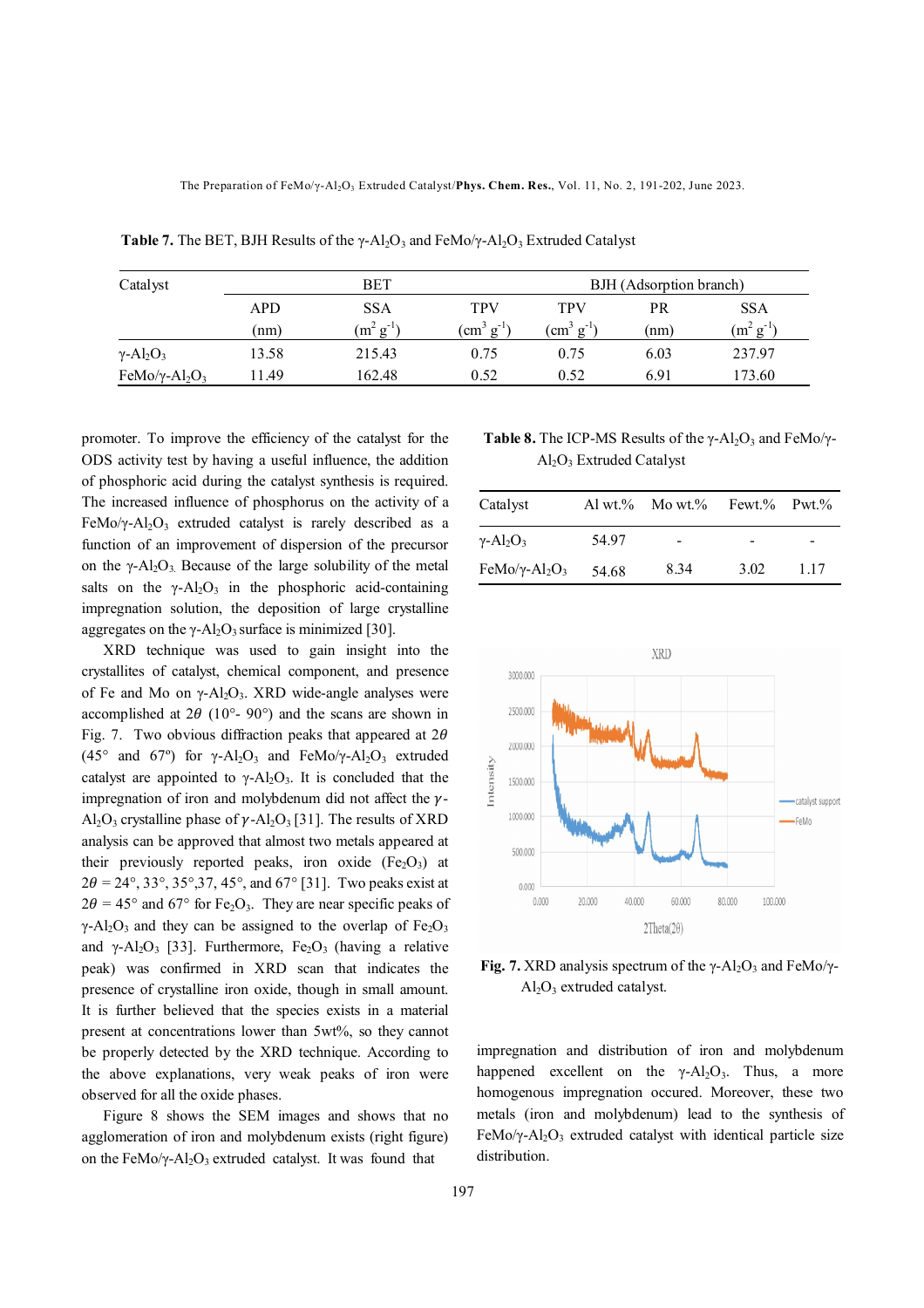**Table 7.** The BET, BJH Results of the γ-$Al_2O_3$ and FeMo/γ-$Al_2O_3$ Extruded Catalyst

| Catalyst | BET | | | BJH (Adsorption branch) | | |
|---|---|---|---|---|---|---|
| | APD (nm) | SSA ($m^2\ g^{-1}$) | TPV ($cm^3\ g^{-1}$) | TPV ($cm^3\ g^{-1}$) | PR (nm) | SSA ($m^2\ g^{-1}$) |
| γ-$Al_2O_3$ | 13.58 | 215.43 | 0.75 | 0.75 | 6.03 | 237.97 |
| FeMo/γ-$Al_2O_3$ | 11.49 | 162.48 | 0.52 | 0.52 | 6.91 | 173.60 |

promoter. To improve the efficiency of the catalyst for the ODS activity test by having a useful influence, the addition of phosphoric acid during the catalyst synthesis is required. The increased influence of phosphorus on the activity of a FeMo/γ-$Al_2O_3$ extruded catalyst is rarely described as a function of an improvement of dispersion of the precursor on the γ-$Al_2O_3$. Because of the large solubility of the metal salts on the γ-$Al_2O_3$ in the phosphoric acid-containing impregnation solution, the deposition of large crystalline aggregates on the γ-$Al_2O_3$ surface is minimized [30].

XRD technique was used to gain insight into the crystallites of catalyst, chemical component, and presence of Fe and Mo on γ-$Al_2O_3$. XRD wide-angle analyses were accomplished at $2\theta$ (10°- 90°) and the scans are shown in Fig. 7. Two obvious diffraction peaks that appeared at $2\theta$ (45° and 67°) for γ-$Al_2O_3$ and FeMo/γ-$Al_2O_3$ extruded catalyst are appointed to γ-$Al_2O_3$. It is concluded that the impregnation of iron and molybdenum did not affect the $\gamma$-$Al_2O_3$ crystalline phase of $\gamma$-$Al_2O_3$ [31]. The results of XRD analysis can be approved that almost two metals appeared at their previously reported peaks, iron oxide ($Fe_2O_3$) at $2\theta$ = 24°, 33°, 35°,37, 45°, and 67° [31]. Two peaks exist at $2\theta$ = 45° and 67° for $Fe_2O_3$. They are near specific peaks of γ-$Al_2O_3$ and they can be assigned to the overlap of $Fe_2O_3$ and γ-$Al_2O_3$ [33]. Furthermore, $Fe_2O_3$ (having a relative peak) was confirmed in XRD scan that indicates the presence of crystalline iron oxide, though in small amount. It is further believed that the species exists in a material present at concentrations lower than 5wt%, so they cannot be properly detected by the XRD technique. According to the above explanations, very weak peaks of iron were observed for all the oxide phases.

Figure 8 shows the SEM images and shows that no agglomeration of iron and molybdenum exists (right figure) on the FeMo/γ-$Al_2O_3$ extruded catalyst. It was found that impregnation and distribution of iron and molybdenum happened excellent on the γ-$Al_2O_3$. Thus, a more homogenous impregnation occured. Moreover, these two metals (iron and molybdenum) lead to the synthesis of FeMo/γ-$Al_2O_3$ extruded catalyst with identical particle size distribution.

**Table 8.** The ICP-MS Results of the γ-$Al_2O_3$ and FeMo/γ-$Al_2O_3$ Extruded Catalyst

| Catalyst | Al wt.% | Mo wt.% | Fewt.% | Pwt.% |
|---|---|---|---|---|
| γ-$Al_2O_3$ | 54.97 | - | - | - |
| FeMo/γ-$Al_2O_3$ | 54.68 | 8.34 | 3.02 | 1.17 |

**Fig. 7.** XRD analysis spectrum of the γ-$Al_2O_3$ and FeMo/γ-$Al_2O_3$ extruded catalyst.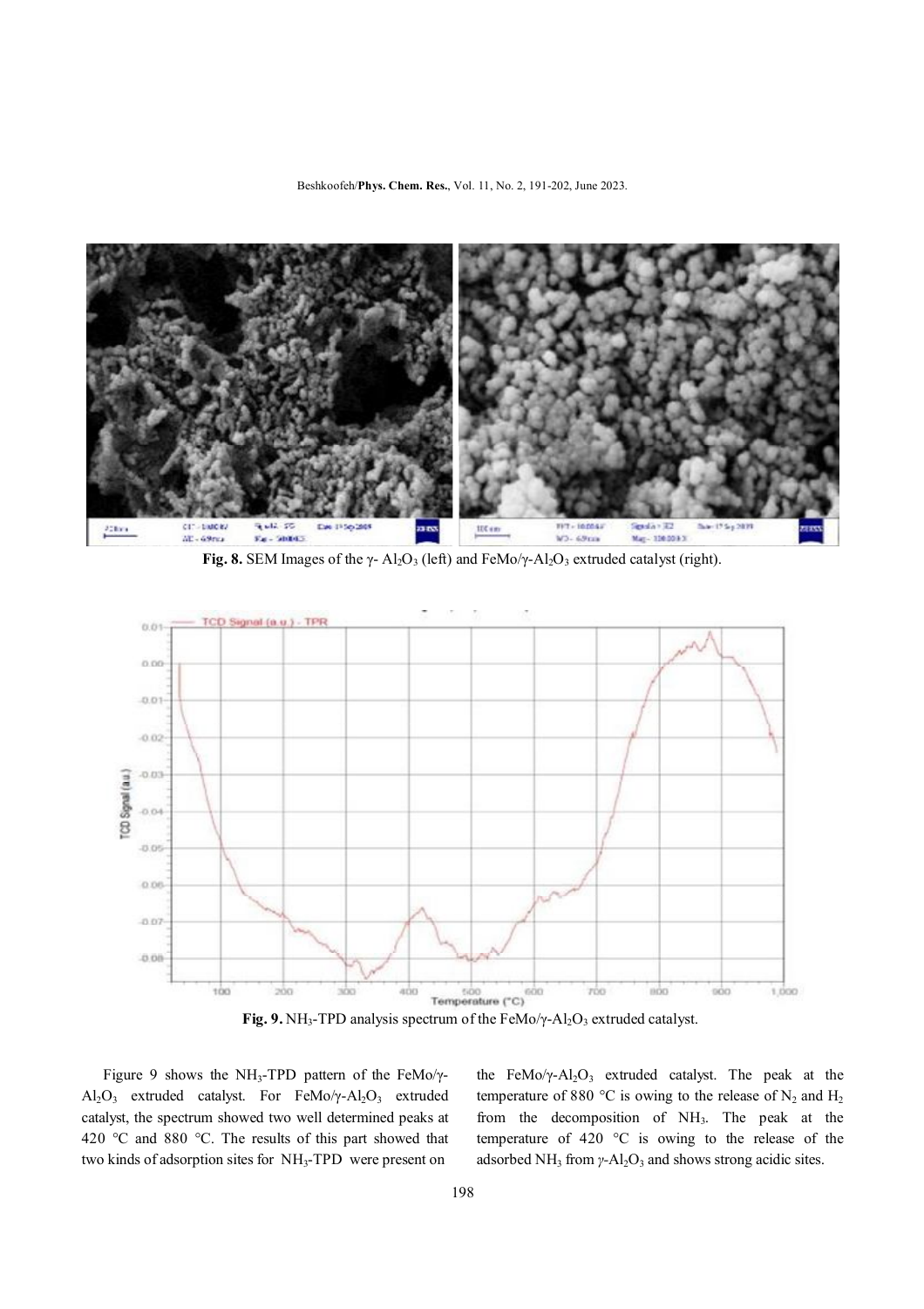**Fig. 8.** SEM Images of the γ- $Al_2O_3$ (left) and FeMo/γ-$Al_2O_3$ extruded catalyst (right).

**Fig. 9.** $NH_3$-TPD analysis spectrum of the FeMo/γ-$Al_2O_3$ extruded catalyst.

Figure 9 shows the $NH_3$-TPD pattern of the FeMo/γ-$Al_2O_3$ extruded catalyst. For FeMo/γ-$Al_2O_3$ extruded catalyst, the spectrum showed two well determined peaks at 420 °C and 880 °C. The results of this part showed that two kinds of adsorption sites for $NH_3$-TPD were present on the FeMo/γ-$Al_2O_3$ extruded catalyst. The peak at the temperature of 880 °C is owing to the release of $N_2$ and $H_2$ from the decomposition of $NH_3$. The peak at the temperature of 420 °C is owing to the release of the adsorbed $NH_3$ from γ-$Al_2O_3$ and shows strong acidic sites.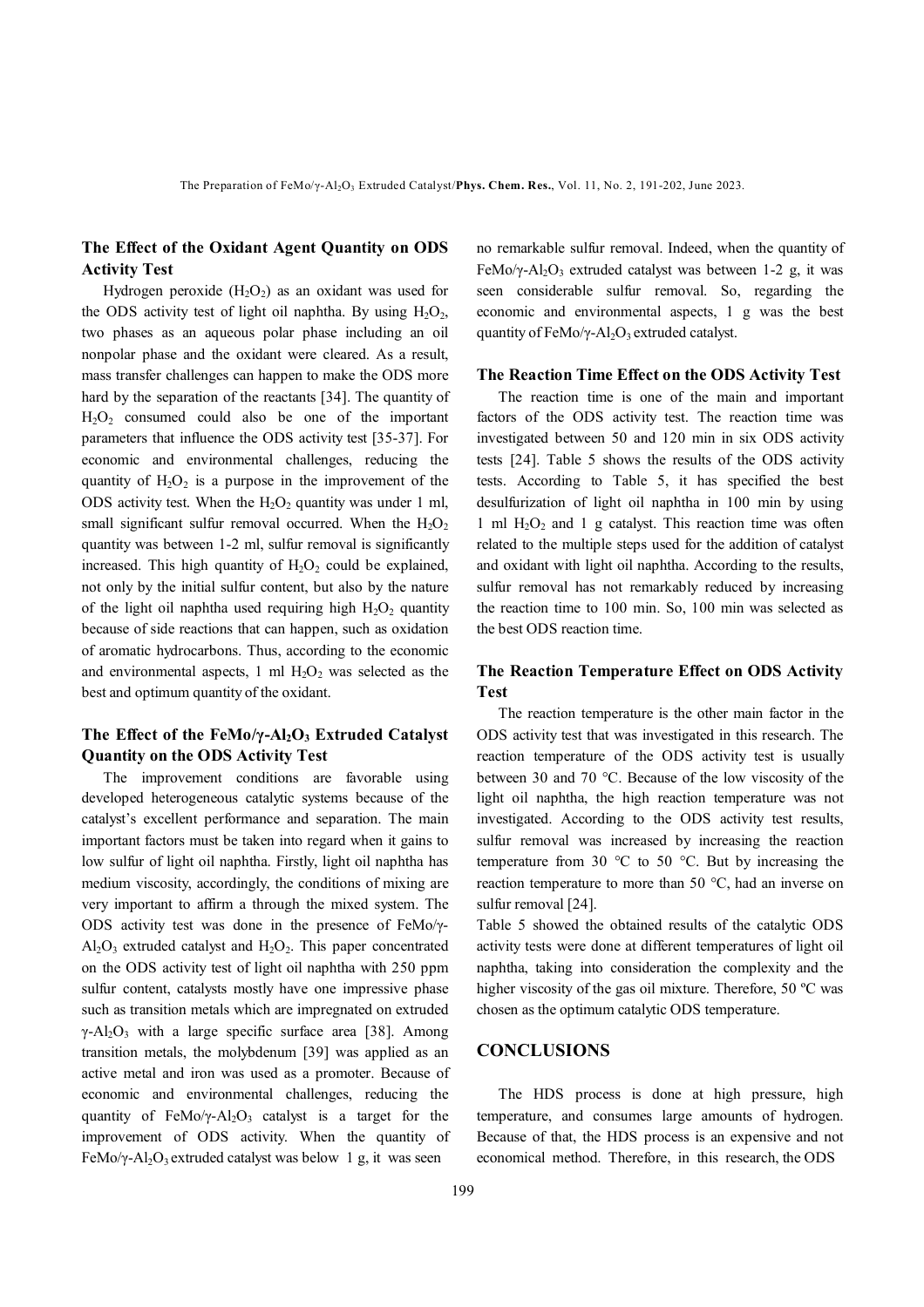## The Effect of the Oxidant Agent Quantity on ODS Activity Test

Hydrogen peroxide ($H_2O_2$) as an oxidant was used for the ODS activity test of light oil naphtha. By using $H_2O_2$, two phases as an aqueous polar phase including an oil nonpolar phase and the oxidant were cleared. As a result, mass transfer challenges can happen to make the ODS more hard by the separation of the reactants [34]. The quantity of $H_2O_2$ consumed could also be one of the important parameters that influence the ODS activity test [35-37]. For economic and environmental challenges, reducing the quantity of $H_2O_2$ is a purpose in the improvement of the ODS activity test. When the $H_2O_2$ quantity was under 1 ml, small significant sulfur removal occurred. When the $H_2O_2$ quantity was between 1-2 ml, sulfur removal is significantly increased. This high quantity of $H_2O_2$ could be explained, not only by the initial sulfur content, but also by the nature of the light oil naphtha used requiring high $H_2O_2$ quantity because of side reactions that can happen, such as oxidation of aromatic hydrocarbons. Thus, according to the economic and environmental aspects, 1 ml $H_2O_2$ was selected as the best and optimum quantity of the oxidant.

## The Effect of the FeMo/γ-$Al_2O_3$ Extruded Catalyst Quantity on the ODS Activity Test

The improvement conditions are favorable using developed heterogeneous catalytic systems because of the catalyst's excellent performance and separation. The main important factors must be taken into regard when it gains to low sulfur of light oil naphtha. Firstly, light oil naphtha has medium viscosity, accordingly, the conditions of mixing are very important to affirm a through the mixed system. The ODS activity test was done in the presence of FeMo/γ-$Al_2O_3$ extruded catalyst and $H_2O_2$. This paper concentrated on the ODS activity test of light oil naphtha with 250 ppm sulfur content, catalysts mostly have one impressive phase such as transition metals which are impregnated on extruded γ-$Al_2O_3$ with a large specific surface area [38]. Among transition metals, the molybdenum [39] was applied as an active metal and iron was used as a promoter. Because of economic and environmental challenges, reducing the quantity of FeMo/γ-$Al_2O_3$ catalyst is a target for the improvement of ODS activity. When the quantity of FeMo/γ-$Al_2O_3$ extruded catalyst was below 1 g, it was seen no remarkable sulfur removal. Indeed, when the quantity of FeMo/γ-$Al_2O_3$ extruded catalyst was between 1-2 g, it was seen considerable sulfur removal. So, regarding the economic and environmental aspects, 1 g was the best quantity of FeMo/γ-$Al_2O_3$ extruded catalyst.

## The Reaction Time Effect on the ODS Activity Test

The reaction time is one of the main and important factors of the ODS activity test. The reaction time was investigated between 50 and 120 min in six ODS activity tests [24]. Table 5 shows the results of the ODS activity tests. According to Table 5, it has specified the best desulfurization of light oil naphtha in 100 min by using 1 ml $H_2O_2$ and 1 g catalyst. This reaction time was often related to the multiple steps used for the addition of catalyst and oxidant with light oil naphtha. According to the results, sulfur removal has not remarkably reduced by increasing the reaction time to 100 min. So, 100 min was selected as the best ODS reaction time.

## The Reaction Temperature Effect on ODS Activity Test

The reaction temperature is the other main factor in the ODS activity test that was investigated in this research. The reaction temperature of the ODS activity test is usually between 30 and 70 °C. Because of the low viscosity of the light oil naphtha, the high reaction temperature was not investigated. According to the ODS activity test results, sulfur removal was increased by increasing the reaction temperature from 30 °C to 50 °C. But by increasing the reaction temperature to more than 50 °C, had an inverse on sulfur removal [24].

Table 5 showed the obtained results of the catalytic ODS activity tests were done at different temperatures of light oil naphtha, taking into consideration the complexity and the higher viscosity of the gas oil mixture. Therefore, 50 ºC was chosen as the optimum catalytic ODS temperature.

## CONCLUSIONS

The HDS process is done at high pressure, high temperature, and consumes large amounts of hydrogen. Because of that, the HDS process is an expensive and not economical method. Therefore, in this research, the ODS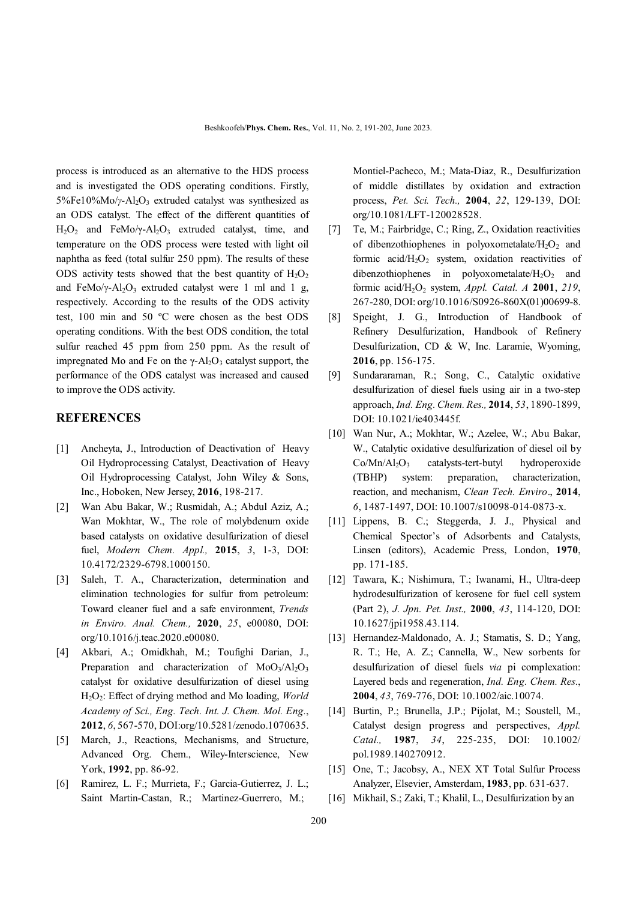process is introduced as an alternative to the HDS process and is investigated the ODS operating conditions. Firstly, 5%Fe10%Mo/$\gamma$-$Al_2O_3$ extruded catalyst was synthesized as an ODS catalyst. The effect of the different quantities of $H_2O_2$ and FeMo/$\gamma$-$Al_2O_3$ extruded catalyst, time, and temperature on the ODS process were tested with light oil naphtha as feed (total sulfur 250 ppm). The results of these ODS activity tests showed that the best quantity of $H_2O_2$ and FeMo/$\gamma$-$Al_2O_3$ extruded catalyst were 1 ml and 1 g, respectively. According to the results of the ODS activity test, 100 min and 50 ºC were chosen as the best ODS operating conditions. With the best ODS condition, the total sulfur reached 45 ppm from 250 ppm. As the result of impregnated Mo and Fe on the $\gamma$-$Al_2O_3$ catalyst support, the performance of the ODS catalyst was increased and caused to improve the ODS activity.

## REFERENCES

[1] Ancheyta, J., Introduction of Deactivation of Heavy Oil Hydroprocessing Catalyst, Deactivation of Heavy Oil Hydroprocessing Catalyst, John Wiley & Sons, Inc., Hoboken, New Jersey, **2016**, 198-217.

[2] Wan Abu Bakar, W.; Rusmidah, A.; Abdul Aziz, A.; Wan Mokhtar, W., The role of molybdenum oxide based catalysts on oxidative desulfurization of diesel fuel, *Modern Chem. Appl.,* **2015**, *3*, 1-3, DOI: 10.4172/2329-6798.1000150.

[3] Saleh, T. A., Characterization, determination and elimination technologies for sulfur from petroleum: Toward cleaner fuel and a safe environment, *Trends in Enviro. Anal. Chem.,* **2020**, *25*, e00080, DOI: org/10.1016/j.teac.2020.e00080.

[4] Akbari, A.; Omidkhah, M.; Toufighi Darian, J., Preparation and characterization of $MoO_3/Al_2O_3$ catalyst for oxidative desulfurization of diesel using $H_2O_2$: Effect of drying method and Mo loading, *World Academy of Sci., Eng. Tech. Int. J. Chem. Mol. Eng.*, **2012**, *6*, 567-570, DOI:org/10.5281/zenodo.1070635.

[5] March, J., Reactions, Mechanisms, and Structure, Advanced Org. Chem., Wiley-Interscience, New York, **1992**, pp. 86-92.

[6] Ramirez, L. F.; Murrieta, F.; Garcia-Gutierrez, J. L.; Saint Martin-Castan, R.; Martinez-Guerrero, M.; Montiel-Pacheco, M.; Mata-Diaz, R., Desulfurization of middle distillates by oxidation and extraction process, *Pet. Sci. Tech.,* **2004**, *22*, 129-139, DOI: org/10.1081/LFT-120028528.

[7] Te, M.; Fairbridge, C.; Ring, Z., Oxidation reactivities of dibenzothiophenes in polyoxometalate/$H_2O_2$ and formic acid/$H_2O_2$ system, oxidation reactivities of dibenzothiophenes in polyoxometalate/$H_2O_2$ and formic acid/$H_2O_2$ system, *Appl. Catal. A* **2001**, *219*, 267-280, DOI: org/10.1016/S0926-860X(01)00699-8.

[8] Speight, J. G., Introduction of Handbook of Refinery Desulfurization, Handbook of Refinery Desulfurization, CD & W, Inc. Laramie, Wyoming, **2016**, pp. 156-175.

[9] Sundararaman, R.; Song, C., Catalytic oxidative desulfurization of diesel fuels using air in a two-step approach, *Ind. Eng. Chem. Res.,* **2014**, *53*, 1890-1899, DOI: 10.1021/ie403445f.

[10] Wan Nur, A.; Mokhtar, W.; Azelee, W.; Abu Bakar, W., Catalytic oxidative desulfurization of diesel oil by $Co/Mn/Al_2O_3$ catalysts-tert-butyl hydroperoxide (TBHP) system: preparation, characterization, reaction, and mechanism, *Clean Tech. Enviro*., **2014**, *6*, 1487-1497, DOI: 10.1007/s10098-014-0873-x.

[11] Lippens, B. C.; Steggerda, J. J., Physical and Chemical Spector's of Adsorbents and Catalysts, Linsen (editors), Academic Press, London, **1970**, pp. 171-185.

[12] Tawara, K.; Nishimura, T.; Iwanami, H., Ultra-deep hydrodesulfurization of kerosene for fuel cell system (Part 2), *J. Jpn. Pet. Inst.,* **2000**, *43*, 114-120, DOI: 10.1627/jpi1958.43.114.

[13] Hernandez-Maldonado, A. J.; Stamatis, S. D.; Yang, R. T.; He, A. Z.; Cannella, W., New sorbents for desulfurization of diesel fuels *via* pi complexation: Layered beds and regeneration, *Ind. Eng. Chem. Res.*, **2004**, *43*, 769-776, DOI: 10.1002/aic.10074.

[14] Burtin, P.; Brunella, J.P.; Pijolat, M.; Soustell, M., Catalyst design progress and perspectives, *Appl. Catal.,* **1987**, *34*, 225-235, DOI: 10.1002/pol.1989.140270912.

[15] One, T.; Jacobsy, A., NEX XT Total Sulfur Process Analyzer, Elsevier, Amsterdam, **1983**, pp. 631-637.

[16] Mikhail, S.; Zaki, T.; Khalil, L., Desulfurization by an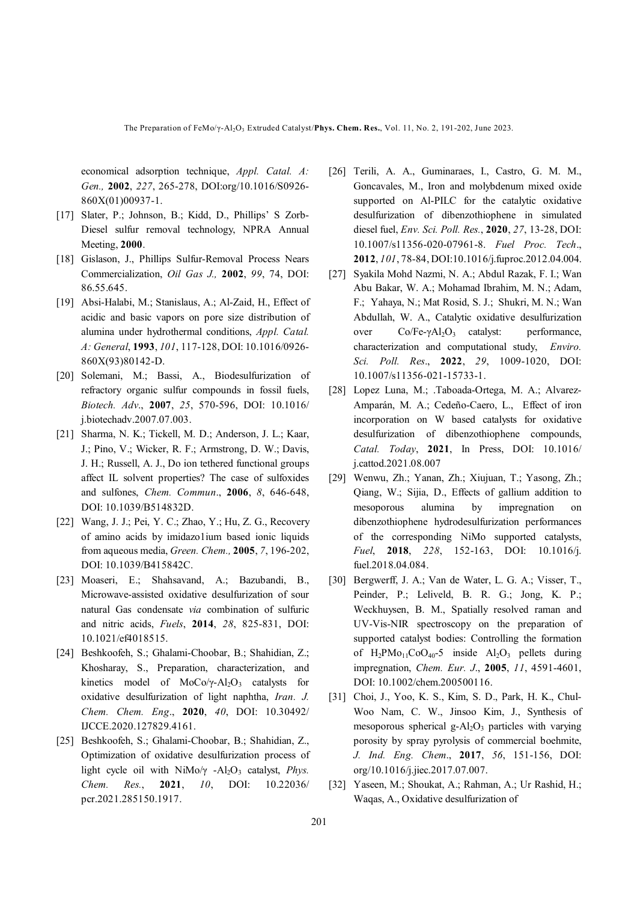economical adsorption technique, *Appl. Catal. A: Gen.,* **2002**, *227*, 265-278, DOI:org/10.1016/S0926-860X(01)00937-1.

[17] Slater, P.; Johnson, B.; Kidd, D., Phillips' S Zorb-Diesel sulfur removal technology, NPRA Annual Meeting, **2000**.

[18] Gislason, J., Phillips Sulfur-Removal Process Nears Commercialization, *Oil Gas J.,* **2002**, *99*, 74, DOI: 86.55.645.

[19] Absi-Halabi, M.; Stanislaus, A.; Al-Zaid, H., Effect of acidic and basic vapors on pore size distribution of alumina under hydrothermal conditions, *Appl. Catal. A: General*, **1993**, *101*, 117-128, DOI: 10.1016/0926-860X(93)80142-D.

[20] Solemani, M.; Bassi, A., Biodesulfurization of refractory organic sulfur compounds in fossil fuels, *Biotech. Adv*., **2007**, *25*, 570-596, DOI: 10.1016/j.biotechadv.2007.07.003.

[21] Sharma, N. K.; Tickell, M. D.; Anderson, J. L.; Kaar, J.; Pino, V.; Wicker, R. F.; Armstrong, D. W.; Davis, J. H.; Russell, A. J., Do ion tethered functional groups affect IL solvent properties? The case of sulfoxides and sulfones, *Chem. Commun*., **2006**, *8*, 646-648, DOI: 10.1039/B514832D.

[22] Wang, J. J.; Pei, Y. C.; Zhao, Y.; Hu, Z. G., Recovery of amino acids by imidazo1ium based ionic liquids from aqueous media, *Green. Chem.,* **2005**, *7*, 196-202, DOI: 10.1039/B415842C.

[23] Moaseri, E.; Shahsavand, A.; Bazubandi, B., Microwave-assisted oxidative desulfurization of sour natural Gas condensate *via* combination of sulfuric and nitric acids, *Fuels*, **2014**, *28*, 825-831, DOI: 10.1021/ef4018515.

[24] Beshkoofeh, S.; Ghalami-Choobar, B.; Shahidian, Z.; Khosharay, S., Preparation, characterization, and kinetics model of MoCo/γ-$Al_2O_3$ catalysts for oxidative desulfurization of light naphtha, *Iran. J. Chem. Chem. Eng*., **2020**, *40*, DOI: 10.30492/IJCCE.2020.127829.4161.

[25] Beshkoofeh, S.; Ghalami-Choobar, B.; Shahidian, Z., Optimization of oxidative desulfurization process of light cycle oil with NiMo/γ -$Al_2O_3$ catalyst, *Phys. Chem. Res.*, **2021**, *10*, DOI: 10.22036/pcr.2021.285150.1917.

[26] Terili, A. A., Guminaraes, I., Castro, G. M. M., Goncavales, M., Iron and molybdenum mixed oxide supported on Al-PILC for the catalytic oxidative desulfurization of dibenzothiophene in simulated diesel fuel, *Env. Sci. Poll. Res.*, **2020**, *27*, 13-28, DOI: 10.1007/s11356-020-07961-8. *Fuel Proc. Tech*., **2012**, *101*, 78-84, DOI:10.1016/j.fuproc.2012.04.004.

[27] Syakila Mohd Nazmi, N. A.; Abdul Razak, F. I.; Wan Abu Bakar, W. A.; Mohamad Ibrahim, M. N.; Adam, F.; Yahaya, N.; Mat Rosid, S. J.; Shukri, M. N.; Wan Abdullah, W. A., Catalytic oxidative desulfurization over Co/Fe-γ$Al_2O_3$ catalyst: performance, characterization and computational study, *Enviro. Sci. Poll. Res*., **2022**, *29*, 1009-1020, DOI: 10.1007/s11356-021-15733-1.

[28] Lopez Luna, M.; .Taboada-Ortega, M. A.; Alvarez-Amparán, M. A.; Cedeño-Caero, L., Effect of iron incorporation on W based catalysts for oxidative desulfurization of dibenzothiophene compounds, *Catal. Today*, **2021**, In Press, DOI: 10.1016/j.cattod.2021.08.007

[29] Wenwu, Zh.; Yanan, Zh.; Xiujuan, T.; Yasong, Zh.; Qiang, W.; Sijia, D., Effects of gallium addition to mesoporous alumina by impregnation on dibenzothiophene hydrodesulfurization performances of the corresponding NiMo supported catalysts, *Fuel*, **2018**, *228*, 152-163, DOI: 10.1016/j.fuel.2018.04.084.

[30] Bergwerff, J. A.; Van de Water, L. G. A.; Visser, T., Peinder, P.; Leliveld, B. R. G.; Jong, K. P.; Weckhuysen, B. M., Spatially resolved raman and UV-Vis-NIR spectroscopy on the preparation of supported catalyst bodies: Controlling the formation of $H_2PMo_{11}CoO_{40}$-5 inside $Al_2O_3$ pellets during impregnation, *Chem. Eur. J*., **2005**, *11*, 4591-4601, DOI: 10.1002/chem.200500116.

[31] Choi, J., Yoo, K. S., Kim, S. D., Park, H. K., Chul-Woo Nam, C. W., Jinsoo Kim, J., Synthesis of mesoporous spherical g-$Al_2O_3$ particles with varying porosity by spray pyrolysis of commercial boehmite, *J. Ind. Eng. Chem*., **2017**, *56*, 151-156, DOI: org/10.1016/j.jiec.2017.07.007.

[32] Yaseen, M.; Shoukat, A.; Rahman, A.; Ur Rashid, H.; Waqas, A., Oxidative desulfurization of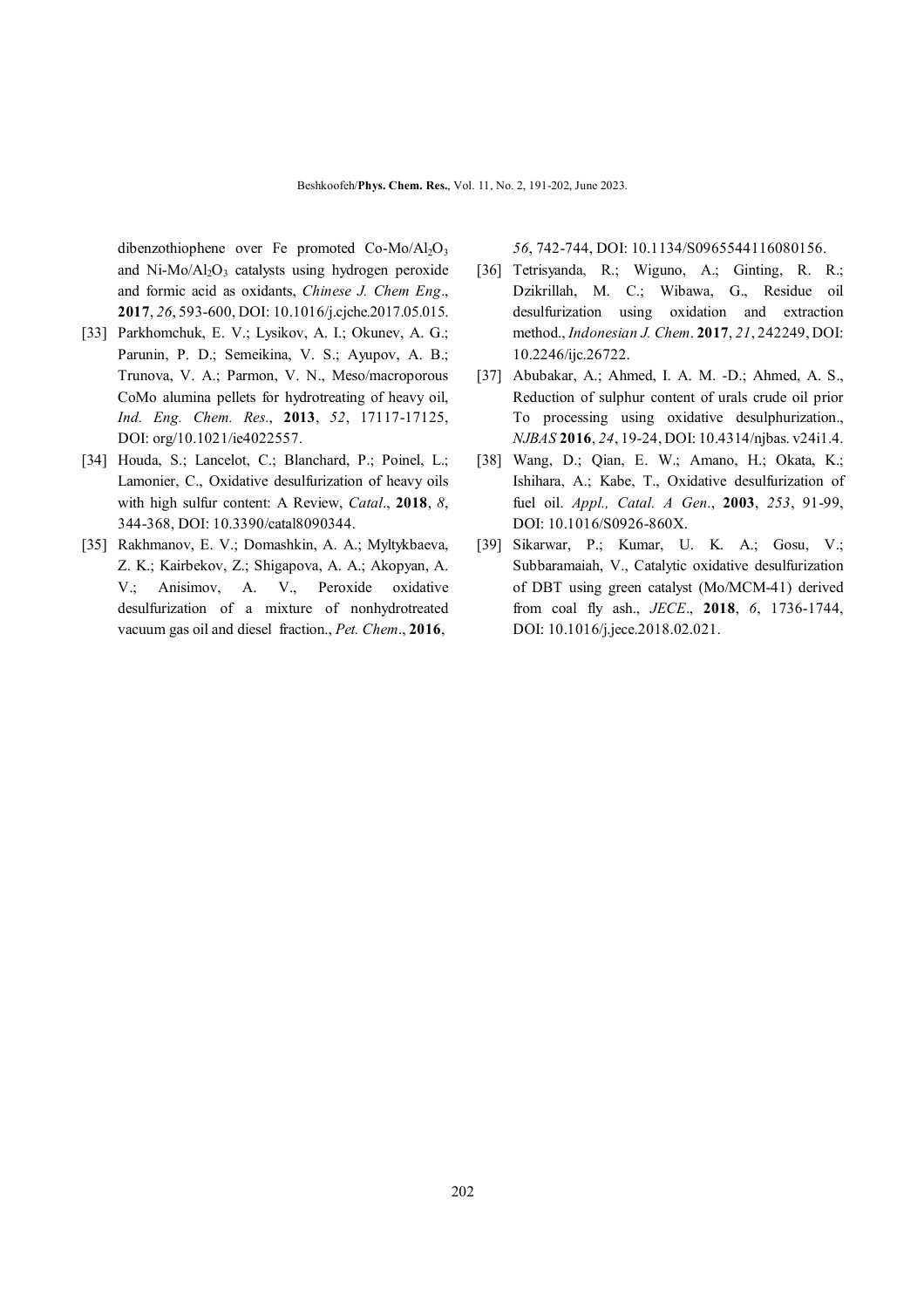dibenzothiophene over Fe promoted Co-Mo/$Al_2O_3$ and Ni-Mo/$Al_2O_3$ catalysts using hydrogen peroxide and formic acid as oxidants, *Chinese J. Chem Eng*., **2017**, *26*, 593-600, DOI: 10.1016/j.cjche.2017.05.015.

[33] Parkhomchuk, E. V.; Lysikov, A. I.; Okunev, A. G.; Parunin, P. D.; Semeikina, V. S.; Ayupov, A. B.; Trunova, V. A.; Parmon, V. N., Meso/macroporous CoMo alumina pellets for hydrotreating of heavy oil, *Ind. Eng. Chem. Res*., **2013**, *52*, 17117-17125, DOI: org/10.1021/ie4022557.

[34] Houda, S.; Lancelot, C.; Blanchard, P.; Poinel, L.; Lamonier, C., Oxidative desulfurization of heavy oils with high sulfur content: A Review, *Catal*., **2018**, *8*, 344-368, DOI: 10.3390/catal8090344.

[35] Rakhmanov, E. V.; Domashkin, A. A.; Myltykbaeva, Z. K.; Kairbekov, Z.; Shigapova, A. A.; Akopyan, A. V.; Anisimov, A. V., Peroxide oxidative desulfurization of a mixture of nonhydrotreated vacuum gas oil and diesel fraction., *Pet. Chem*., **2016**, *56*, 742-744, DOI: 10.1134/S0965544116080156.

[36] Tetrisyanda, R.; Wiguno, A.; Ginting, R. R.; Dzikrillah, M. C.; Wibawa, G., Residue oil desulfurization using oxidation and extraction method., *Indonesian J. Chem*. **2017**, *21*, 242249, DOI: 10.2246/ijc.26722.

[37] Abubakar, A.; Ahmed, I. A. M. -D.; Ahmed, A. S., Reduction of sulphur content of urals crude oil prior To processing using oxidative desulphurization., *NJBAS* **2016**, *24*, 19-24, DOI: 10.4314/njbas. v24i1.4.

[38] Wang, D.; Qian, E. W.; Amano, H.; Okata, K.; Ishihara, A.; Kabe, T., Oxidative desulfurization of fuel oil. *Appl., Catal. A Gen*., **2003**, *253*, 91-99, DOI: 10.1016/S0926-860X.

[39] Sikarwar, P.; Kumar, U. K. A.; Gosu, V.; Subbaramaiah, V., Catalytic oxidative desulfurization of DBT using green catalyst (Mo/MCM-41) derived from coal fly ash., *JECE*., **2018**, *6*, 1736-1744, DOI: 10.1016/j.jece.2018.02.021.